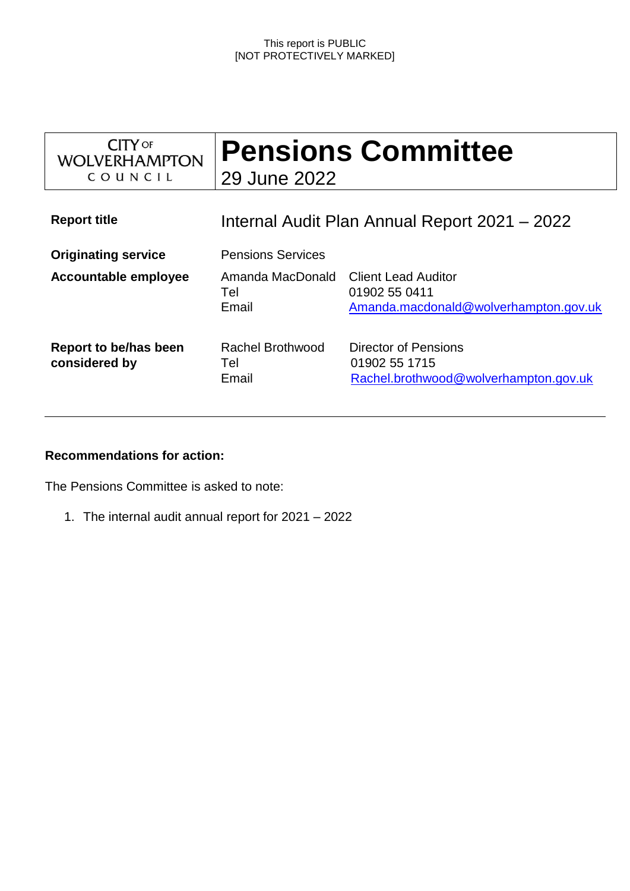This report is PUBLIC
[NOT PROTECTIVELY MARKED]

| CITY OF WOLVERHAMPTON COUNCIL | **Pensions Committee** 29 June 2022 |
|---|---|

| | | |
|---|---|---|
| **Report title** | Internal Audit Plan Annual Report 2021 – 2022 | |
| **Originating service** | Pensions Services | |
| **Accountable employee** | Amanda MacDonald<br>Tel<br>Email | Client Lead Auditor<br>01902 55 0411<br>Amanda.macdonald@wolverhampton.gov.uk |
| **Report to be/has been considered by** | Rachel Brothwood<br>Tel<br>Email | Director of Pensions<br>01902 55 1715<br>Rachel.brothwood@wolverhampton.gov.uk |

**Recommendations for action:**

The Pensions Committee is asked to note:

1. The internal audit annual report for 2021 – 2022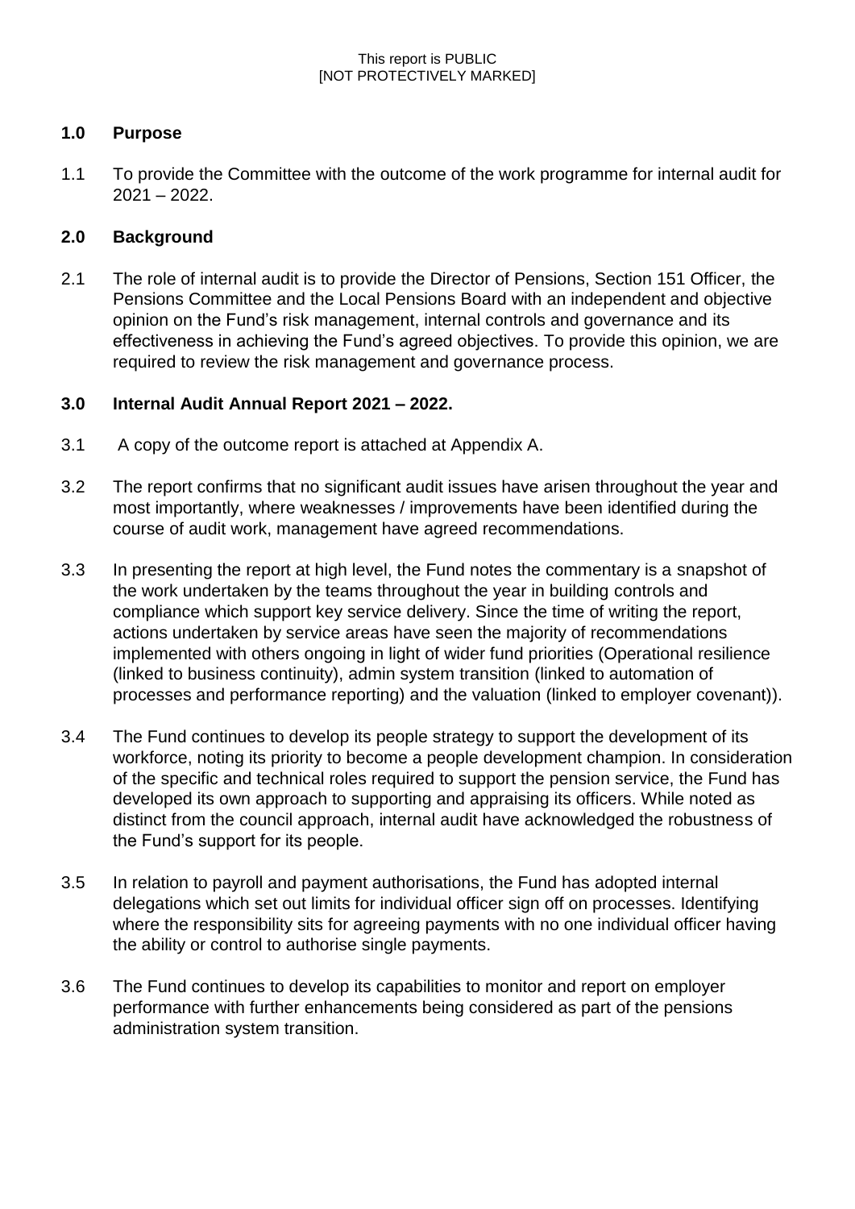## 1.0 Purpose

1.1 To provide the Committee with the outcome of the work programme for internal audit for 2021 – 2022.

## 2.0 Background

2.1 The role of internal audit is to provide the Director of Pensions, Section 151 Officer, the Pensions Committee and the Local Pensions Board with an independent and objective opinion on the Fund's risk management, internal controls and governance and its effectiveness in achieving the Fund's agreed objectives. To provide this opinion, we are required to review the risk management and governance process.

## 3.0 Internal Audit Annual Report 2021 – 2022.

3.1 A copy of the outcome report is attached at Appendix A.

3.2 The report confirms that no significant audit issues have arisen throughout the year and most importantly, where weaknesses / improvements have been identified during the course of audit work, management have agreed recommendations.

3.3 In presenting the report at high level, the Fund notes the commentary is a snapshot of the work undertaken by the teams throughout the year in building controls and compliance which support key service delivery. Since the time of writing the report, actions undertaken by service areas have seen the majority of recommendations implemented with others ongoing in light of wider fund priorities (Operational resilience (linked to business continuity), admin system transition (linked to automation of processes and performance reporting) and the valuation (linked to employer covenant)).

3.4 The Fund continues to develop its people strategy to support the development of its workforce, noting its priority to become a people development champion. In consideration of the specific and technical roles required to support the pension service, the Fund has developed its own approach to supporting and appraising its officers. While noted as distinct from the council approach, internal audit have acknowledged the robustness of the Fund's support for its people.

3.5 In relation to payroll and payment authorisations, the Fund has adopted internal delegations which set out limits for individual officer sign off on processes. Identifying where the responsibility sits for agreeing payments with no one individual officer having the ability or control to authorise single payments.

3.6 The Fund continues to develop its capabilities to monitor and report on employer performance with further enhancements being considered as part of the pensions administration system transition.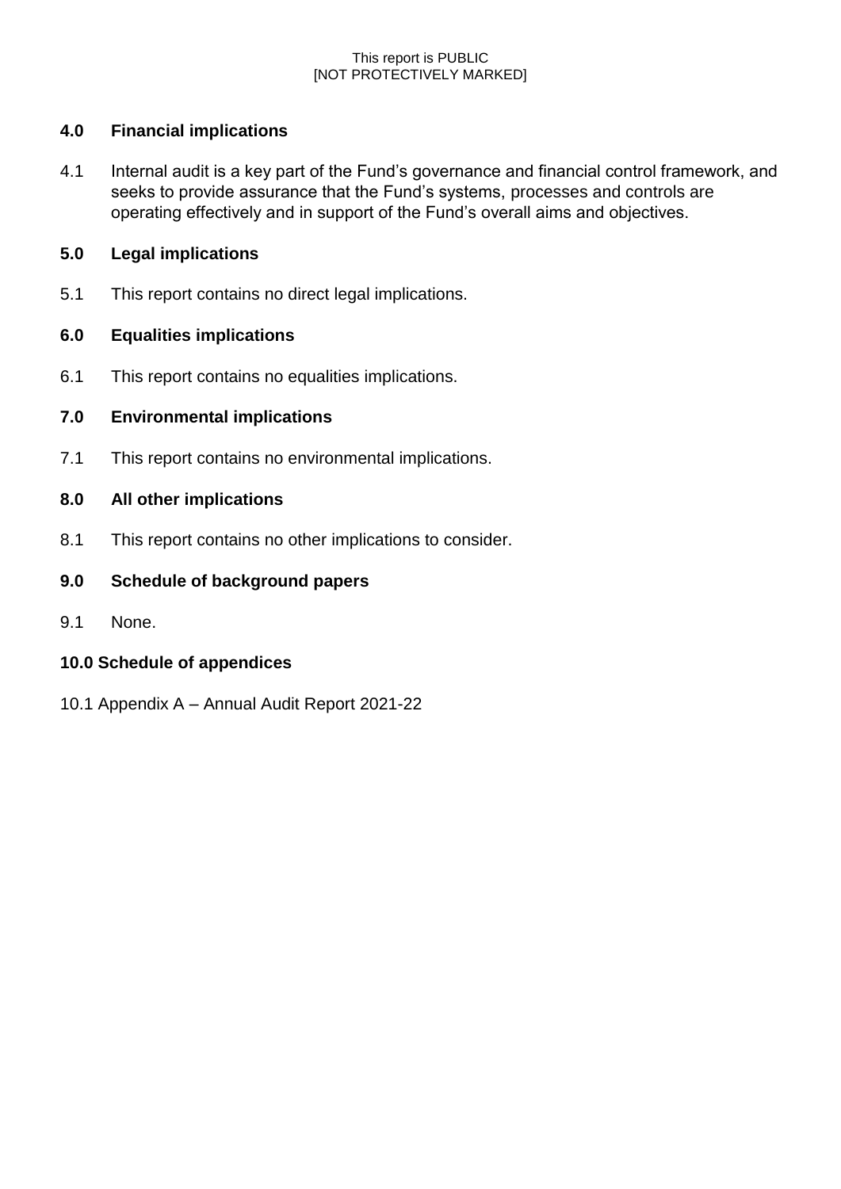## 4.0 Financial implications

4.1 Internal audit is a key part of the Fund's governance and financial control framework, and seeks to provide assurance that the Fund's systems, processes and controls are operating effectively and in support of the Fund's overall aims and objectives.

## 5.0 Legal implications

5.1 This report contains no direct legal implications.

## 6.0 Equalities implications

6.1 This report contains no equalities implications.

## 7.0 Environmental implications

7.1 This report contains no environmental implications.

## 8.0 All other implications

8.1 This report contains no other implications to consider.

## 9.0 Schedule of background papers

9.1 None.

## 10.0 Schedule of appendices

10.1 Appendix A – Annual Audit Report 2021-22